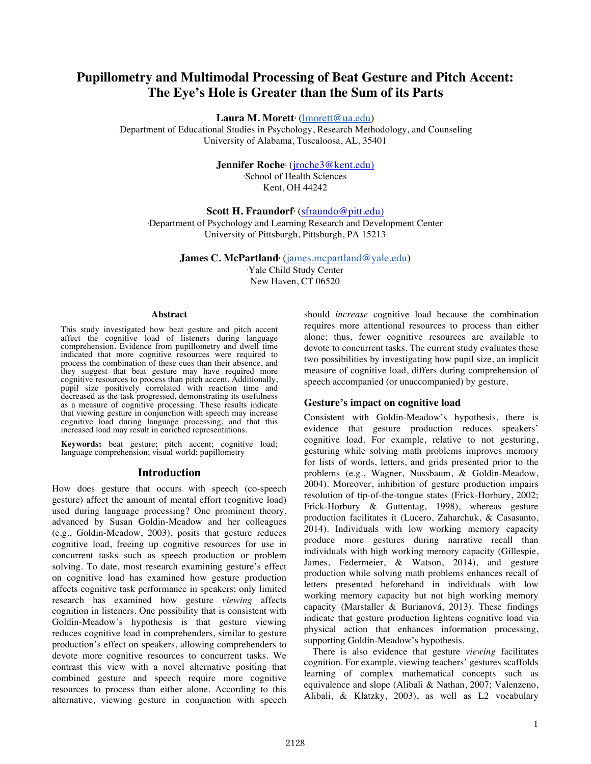# Pupillometry and Multimodal Processing of Beat Gesture and Pitch Accent: The Eye's Hole is Greater than the Sum of its Parts

**Laura M. Morett**[1] (lmorett@ua.edu)
[1]Department of Educational Studies in Psychology, Research Methodology, and Counseling
University of Alabama, Tuscaloosa, AL, 35401

**Jennifer Roche**[2] (jroche3@kent.edu)
[2]School of Health Sciences
Kent, OH 44242

**Scott H. Fraundorf**[3] (sfraundo@pitt.edu)
[3]Department of Psychology and Learning Research and Development Center
University of Pittsburgh, Pittsburgh, PA 15213

**James C. McPartland**[4] (james.mcpartland@yale.edu)
[4]Yale Child Study Center
New Haven, CT 06520

## Abstract

This study investigated how beat gesture and pitch accent affect the cognitive load of listeners during language comprehension. Evidence from pupillometry and dwell time indicated that more cognitive resources were required to process the combination of these cues than their absence, and they suggest that beat gesture may have required more cognitive resources to process than pitch accent. Additionally, pupil size positively correlated with reaction time and decreased as the task progressed, demonstrating its usefulness as a measure of cognitive processing. These results indicate that viewing gesture in conjunction with speech may increase cognitive load during language processing, and that this increased load may result in enriched representations.

**Keywords:** beat gesture; pitch accent; cognitive load; language comprehension; visual world; pupillometry

## Introduction

How does gesture that occurs with speech (co-speech gesture) affect the amount of mental effort (cognitive load) used during language processing? One prominent theory, advanced by Susan Goldin-Meadow and her colleagues (e.g., Goldin-Meadow, 2003), posits that gesture reduces cognitive load, freeing up cognitive resources for use in concurrent tasks such as speech production or problem solving. To date, most research examining gesture's effect on cognitive load has examined how gesture production affects cognitive task performance in speakers; only limited research has examined how gesture *viewing* affects cognition in listeners. One possibility that is consistent with Goldin-Meadow's hypothesis is that gesture viewing reduces cognitive load in comprehenders, similar to gesture production's effect on speakers, allowing comprehenders to devote more cognitive resources to concurrent tasks. We contrast this view with a novel alternative positing that combined gesture and speech require more cognitive resources to process than either alone. According to this alternative, viewing gesture in conjunction with speech should *increase* cognitive load because the combination requires more attentional resources to process than either alone; thus, fewer cognitive resources are available to devote to concurrent tasks. The current study evaluates these two possibilities by investigating how pupil size, an implicit measure of cognitive load, differs during comprehension of speech accompanied (or unaccompanied) by gesture.

### Gesture's impact on cognitive load

Consistent with Goldin-Meadow's hypothesis, there is evidence that gesture production reduces speakers' cognitive load. For example, relative to not gesturing, gesturing while solving math problems improves memory for lists of words, letters, and grids presented prior to the problems (e.g., Wagner, Nussbaum, & Goldin-Meadow, 2004). Moreover, inhibition of gesture production impairs resolution of tip-of-the-tongue states (Frick-Horbury, 2002; Frick-Horbury & Guttentag, 1998), whereas gesture production facilitates it (Lucero, Zaharchuk, & Casasanto, 2014). Individuals with low working memory capacity produce more gestures during narrative recall than individuals with high working memory capacity (Gillespie, James, Federmeier, & Watson, 2014), and gesture production while solving math problems enhances recall of letters presented beforehand in individuals with low working memory capacity but not high working memory capacity (Marstaller & Burianová, 2013). These findings indicate that gesture production lightens cognitive load via physical action that enhances information processing, supporting Goldin-Meadow's hypothesis.

There is also evidence that gesture *viewing* facilitates cognition. For example, viewing teachers' gestures scaffolds learning of complex mathematical concepts such as equivalence and slope (Alibali & Nathan, 2007; Valenzeno, Alibali, & Klatzky, 2003), as well as L2 vocabulary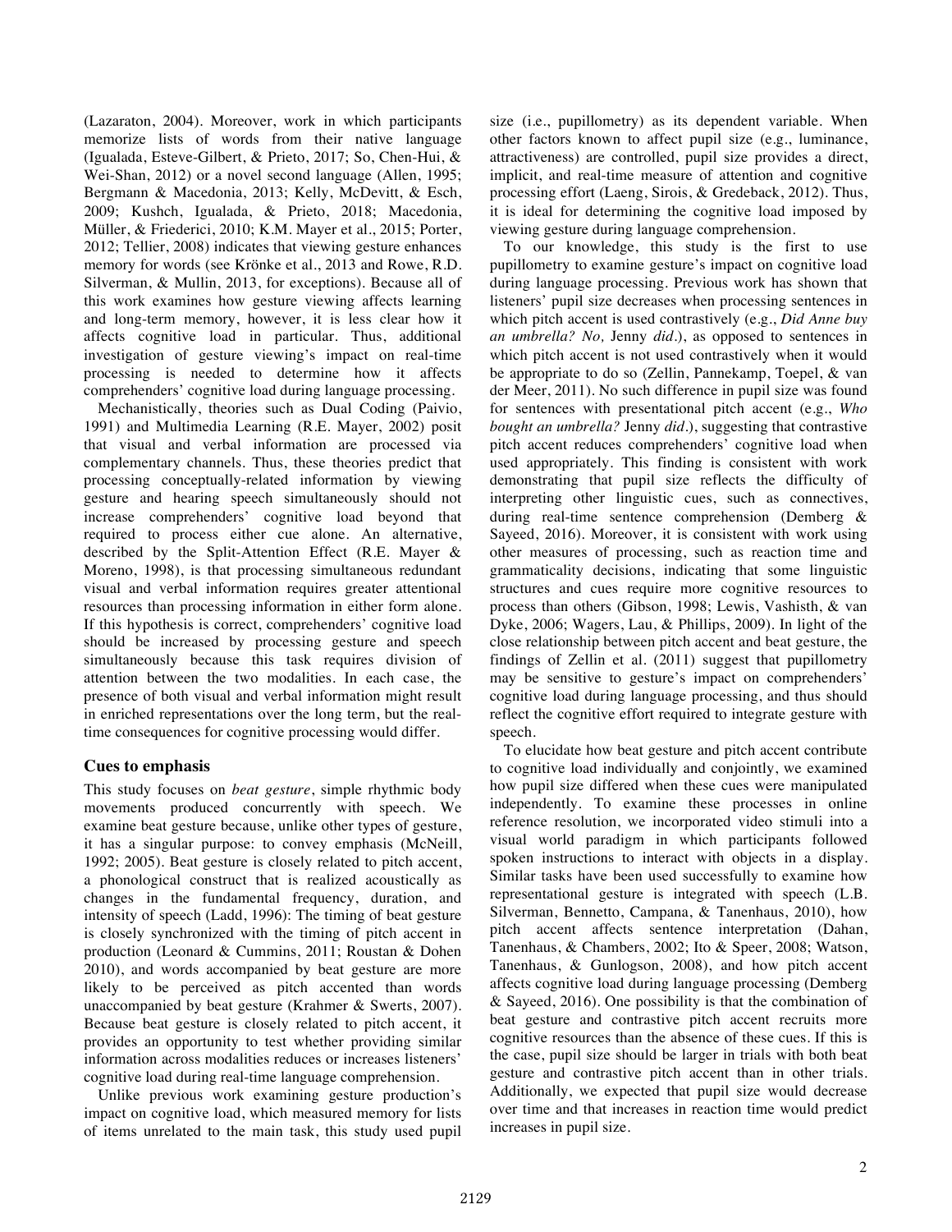(Lazaraton, 2004). Moreover, work in which participants memorize lists of words from their native language (Igualada, Esteve-Gilbert, & Prieto, 2017; So, Chen-Hui, & Wei-Shan, 2012) or a novel second language (Allen, 1995; Bergmann & Macedonia, 2013; Kelly, McDevitt, & Esch, 2009; Kushch, Igualada, & Prieto, 2018; Macedonia, Müller, & Friederici, 2010; K.M. Mayer et al., 2015; Porter, 2012; Tellier, 2008) indicates that viewing gesture enhances memory for words (see Krönke et al., 2013 and Rowe, R.D. Silverman, & Mullin, 2013, for exceptions). Because all of this work examines how gesture viewing affects learning and long-term memory, however, it is less clear how it affects cognitive load in particular. Thus, additional investigation of gesture viewing's impact on real-time processing is needed to determine how it affects comprehenders' cognitive load during language processing.

Mechanistically, theories such as Dual Coding (Paivio, 1991) and Multimedia Learning (R.E. Mayer, 2002) posit that visual and verbal information are processed via complementary channels. Thus, these theories predict that processing conceptually-related information by viewing gesture and hearing speech simultaneously should not increase comprehenders' cognitive load beyond that required to process either cue alone. An alternative, described by the Split-Attention Effect (R.E. Mayer & Moreno, 1998), is that processing simultaneous redundant visual and verbal information requires greater attentional resources than processing information in either form alone. If this hypothesis is correct, comprehenders' cognitive load should be increased by processing gesture and speech simultaneously because this task requires division of attention between the two modalities. In each case, the presence of both visual and verbal information might result in enriched representations over the long term, but the real-time consequences for cognitive processing would differ.

## Cues to emphasis

This study focuses on *beat gesture*, simple rhythmic body movements produced concurrently with speech. We examine beat gesture because, unlike other types of gesture, it has a singular purpose: to convey emphasis (McNeill, 1992; 2005). Beat gesture is closely related to pitch accent, a phonological construct that is realized acoustically as changes in the fundamental frequency, duration, and intensity of speech (Ladd, 1996): The timing of beat gesture is closely synchronized with the timing of pitch accent in production (Leonard & Cummins, 2011; Roustan & Dohen 2010), and words accompanied by beat gesture are more likely to be perceived as pitch accented than words unaccompanied by beat gesture (Krahmer & Swerts, 2007). Because beat gesture is closely related to pitch accent, it provides an opportunity to test whether providing similar information across modalities reduces or increases listeners' cognitive load during real-time language comprehension.

Unlike previous work examining gesture production's impact on cognitive load, which measured memory for lists of items unrelated to the main task, this study used pupil size (i.e., pupillometry) as its dependent variable. When other factors known to affect pupil size (e.g., luminance, attractiveness) are controlled, pupil size provides a direct, implicit, and real-time measure of attention and cognitive processing effort (Laeng, Sirois, & Gredeback, 2012). Thus, it is ideal for determining the cognitive load imposed by viewing gesture during language comprehension.

To our knowledge, this study is the first to use pupillometry to examine gesture's impact on cognitive load during language processing. Previous work has shown that listeners' pupil size decreases when processing sentences in which pitch accent is used contrastively (e.g., *Did Anne buy an umbrella? No,* Jenny *did*.), as opposed to sentences in which pitch accent is not used contrastively when it would be appropriate to do so (Zellin, Pannekamp, Toepel, & van der Meer, 2011). No such difference in pupil size was found for sentences with presentational pitch accent (e.g., *Who bought an umbrella?* Jenny *did*.), suggesting that contrastive pitch accent reduces comprehenders' cognitive load when used appropriately. This finding is consistent with work demonstrating that pupil size reflects the difficulty of interpreting other linguistic cues, such as connectives, during real-time sentence comprehension (Demberg & Sayeed, 2016). Moreover, it is consistent with work using other measures of processing, such as reaction time and grammaticality decisions, indicating that some linguistic structures and cues require more cognitive resources to process than others (Gibson, 1998; Lewis, Vashisth, & van Dyke, 2006; Wagers, Lau, & Phillips, 2009). In light of the close relationship between pitch accent and beat gesture, the findings of Zellin et al. (2011) suggest that pupillometry may be sensitive to gesture's impact on comprehenders' cognitive load during language processing, and thus should reflect the cognitive effort required to integrate gesture with speech.

To elucidate how beat gesture and pitch accent contribute to cognitive load individually and conjointly, we examined how pupil size differed when these cues were manipulated independently. To examine these processes in online reference resolution, we incorporated video stimuli into a visual world paradigm in which participants followed spoken instructions to interact with objects in a display. Similar tasks have been used successfully to examine how representational gesture is integrated with speech (L.B. Silverman, Bennetto, Campana, & Tanenhaus, 2010), how pitch accent affects sentence interpretation (Dahan, Tanenhaus, & Chambers, 2002; Ito & Speer, 2008; Watson, Tanenhaus, & Gunlogson, 2008), and how pitch accent affects cognitive load during language processing (Demberg & Sayeed, 2016). One possibility is that the combination of beat gesture and contrastive pitch accent recruits more cognitive resources than the absence of these cues. If this is the case, pupil size should be larger in trials with both beat gesture and contrastive pitch accent than in other trials. Additionally, we expected that pupil size would decrease over time and that increases in reaction time would predict increases in pupil size.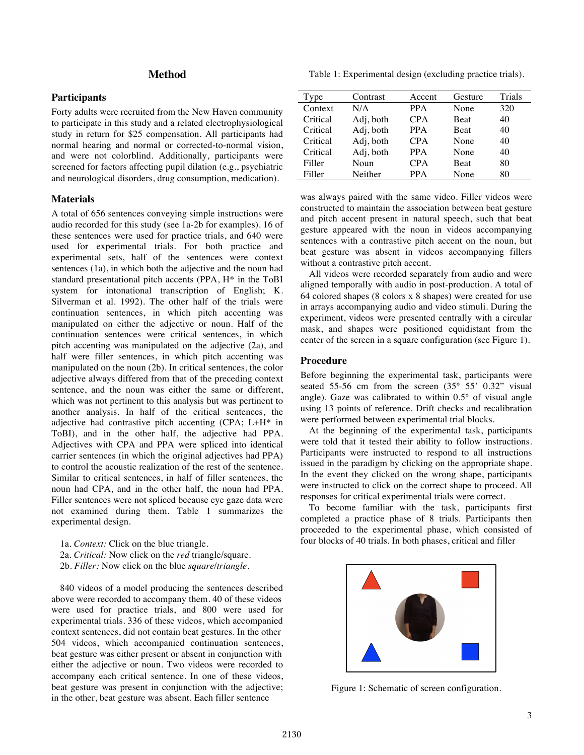## Method

### Participants

Forty adults were recruited from the New Haven community to participate in this study and a related electrophysiological study in return for $25 compensation. All participants had normal hearing and normal or corrected-to-normal vision, and were not colorblind. Additionally, participants were screened for factors affecting pupil dilation (e.g., psychiatric and neurological disorders, drug consumption, medication).

### Materials

A total of 656 sentences conveying simple instructions were audio recorded for this study (see 1a-2b for examples). 16 of these sentences were used for practice trials, and 640 were used for experimental trials. For both practice and experimental sets, half of the sentences were context sentences (1a), in which both the adjective and the noun had standard presentational pitch accents (PPA, H* in the ToBI system for intonational transcription of English; K. Silverman et al. 1992). The other half of the trials were continuation sentences, in which pitch accenting was manipulated on either the adjective or noun. Half of the continuation sentences were critical sentences, in which pitch accenting was manipulated on the adjective (2a), and half were filler sentences, in which pitch accenting was manipulated on the noun (2b). In critical sentences, the color adjective always differed from that of the preceding context sentence, and the noun was either the same or different, which was not pertinent to this analysis but was pertinent to another analysis. In half of the critical sentences, the adjective had contrastive pitch accenting (CPA; L+H* in ToBI), and in the other half, the adjective had PPA. Adjectives with CPA and PPA were spliced into identical carrier sentences (in which the original adjectives had PPA) to control the acoustic realization of the rest of the sentence. Similar to critical sentences, in half of filler sentences, the noun had CPA, and in the other half, the noun had PPA. Filler sentences were not spliced because eye gaze data were not examined during them. Table 1 summarizes the experimental design.

1a. *Context:* Click on the blue triangle.
2a. *Critical:* Now click on the *red* triangle/square.
2b. *Filler:* Now click on the blue *square*/*triangle*.

840 videos of a model producing the sentences described above were recorded to accompany them. 40 of these videos were used for practice trials, and 800 were used for experimental trials. 336 of these videos, which accompanied context sentences, did not contain beat gestures. In the other 504 videos, which accompanied continuation sentences, beat gesture was either present or absent in conjunction with either the adjective or noun. Two videos were recorded to accompany each critical sentence. In one of these videos, beat gesture was present in conjunction with the adjective; in the other, beat gesture was absent. Each filler sentence was always paired with the same video. Filler videos were constructed to maintain the association between beat gesture and pitch accent present in natural speech, such that beat gesture appeared with the noun in videos accompanying sentences with a contrastive pitch accent on the noun, but beat gesture was absent in videos accompanying fillers without a contrastive pitch accent.

Table 1: Experimental design (excluding practice trials).

| Type | Contrast | Accent | Gesture | Trials |
|---|---|---|---|---|
| Context | N/A | PPA | None | 320 |
| Critical | Adj, both | CPA | Beat | 40 |
| Critical | Adj, both | PPA | Beat | 40 |
| Critical | Adj, both | CPA | None | 40 |
| Critical | Adj, both | PPA | None | 40 |
| Filler | Noun | CPA | Beat | 80 |
| Filler | Neither | PPA | None | 80 |

All videos were recorded separately from audio and were aligned temporally with audio in post-production. A total of 64 colored shapes (8 colors x 8 shapes) were created for use in arrays accompanying audio and video stimuli. During the experiment, videos were presented centrally with a circular mask, and shapes were positioned equidistant from the center of the screen in a square configuration (see Figure 1).

### Procedure

Before beginning the experimental task, participants were seated 55-56 cm from the screen (35° 55' 0.32" visual angle). Gaze was calibrated to within 0.5° of visual angle using 13 points of reference. Drift checks and recalibration were performed between experimental trial blocks.

At the beginning of the experimental task, participants were told that it tested their ability to follow instructions. Participants were instructed to respond to all instructions issued in the paradigm by clicking on the appropriate shape. In the event they clicked on the wrong shape, participants were instructed to click on the correct shape to proceed. All responses for critical experimental trials were correct.

To become familiar with the task, participants first completed a practice phase of 8 trials. Participants then proceeded to the experimental phase, which consisted of four blocks of 40 trials. In both phases, critical and filler

Figure 1: Schematic of screen configuration.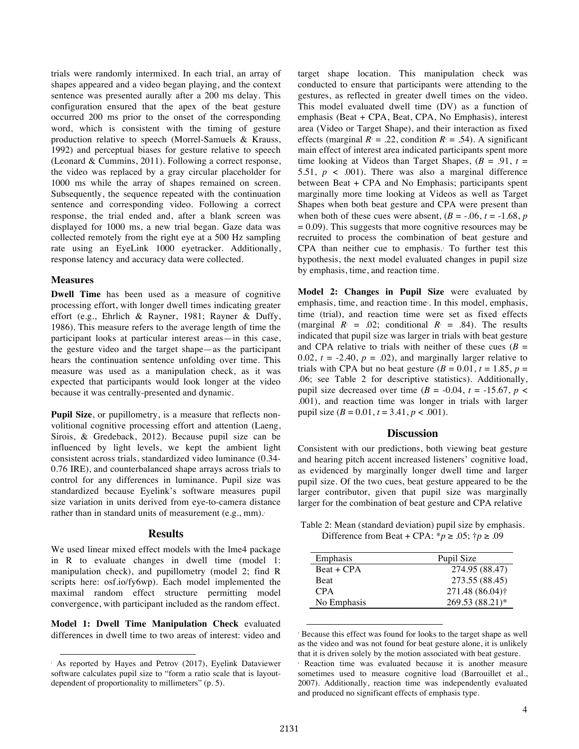trials were randomly intermixed. In each trial, an array of shapes appeared and a video began playing, and the context sentence was presented aurally after a 200 ms delay. This configuration ensured that the apex of the beat gesture occurred 200 ms prior to the onset of the corresponding word, which is consistent with the timing of gesture production relative to speech (Morrel-Samuels & Krauss, 1992) and perceptual biases for gesture relative to speech (Leonard & Cummins, 2011). Following a correct response, the video was replaced by a gray circular placeholder for 1000 ms while the array of shapes remained on screen. Subsequently, the sequence repeated with the continuation sentence and corresponding video. Following a correct response, the trial ended and, after a blank screen was displayed for 1000 ms, a new trial began. Gaze data was collected remotely from the right eye at a 500 Hz sampling rate using an EyeLink 1000 eyetracker. Additionally, response latency and accuracy data were collected.

### Measures

**Dwell Time** has been used as a measure of cognitive processing effort, with longer dwell times indicating greater effort (e.g., Ehrlich & Rayner, 1981; Rayner & Duffy, 1986). This measure refers to the average length of time the participant looks at particular interest areas—in this case, the gesture video and the target shape—as the participant hears the continuation sentence unfolding over time. This measure was used as a manipulation check, as it was expected that participants would look longer at the video because it was centrally-presented and dynamic.

**Pupil Size**, or pupillometry, is a measure that reflects non-volitional cognitive processing effort and attention (Laeng, Sirois, & Gredeback, 2012). Because pupil size can be influenced by light levels, we kept the ambient light consistent across trials, standardized video luminance (0.34-0.76 IRE), and counterbalanced shape arrays across trials to control for any differences in luminance. Pupil size was standardized because Eyelink's software measures pupil size variation in units derived from eye-to-camera distance rather than in standard units of measurement (e.g., mm).[1]

## Results

We used linear mixed effect models with the lme4 package in R to evaluate changes in dwell time (model 1: manipulation check), and pupillometry (model 2; find R scripts here: osf.io/fy6wp). Each model implemented the maximal random effect structure permitting model convergence, with participant included as the random effect.

**Model 1: Dwell Time Manipulation Check** evaluated differences in dwell time to two areas of interest: video and target shape location. This manipulation check was conducted to ensure that participants were attending to the gestures, as reflected in greater dwell times on the video. This model evaluated dwell time (DV) as a function of emphasis (Beat + CPA, Beat, CPA, No Emphasis), interest area (Video or Target Shape), and their interaction as fixed effects (marginal $R^2 = .22$, condition $R^2 = .54$). A significant main effect of interest area indicated participants spent more time looking at Videos than Target Shapes, ($B = .91$, $t = 5.51$, $p < .001$). There was also a marginal difference between Beat + CPA and No Emphasis; participants spent marginally more time looking at Videos as well as Target Shapes when both beat gesture and CPA were present than when both of these cues were absent, ($B = -.06$, $t = -1.68$, $p = 0.09$). This suggests that more cognitive resources may be recruited to process the combination of beat gesture and CPA than neither cue to emphasis.[2] To further test this hypothesis, the next model evaluated changes in pupil size by emphasis, time, and reaction time.

**Model 2: Changes in Pupil Size** were evaluated by emphasis, time, and reaction time[3]. In this model, emphasis, time (trial), and reaction time were set as fixed effects (marginal $R^2 = .02$; conditional $R^2 = .84$). The results indicated that pupil size was larger in trials with beat gesture and CPA relative to trials with neither of these cues ($B = 0.02$, $t = -2.40$, $p = .02$), and marginally larger relative to trials with CPA but no beat gesture ($B = 0.01$, $t = 1.85$, $p = .06$; see Table 2 for descriptive statistics). Additionally, pupil size decreased over time ($B = -0.04$, $t = -15.67$, $p < .001$), and reaction time was longer in trials with larger pupil size ($B = 0.01$, $t = 3.41$, $p < .001$).

## Discussion

Consistent with our predictions, both viewing beat gesture and hearing pitch accent increased listeners' cognitive load, as evidenced by marginally longer dwell time and larger pupil size. Of the two cues, beat gesture appeared to be the larger contributor, given that pupil size was marginally larger for the combination of beat gesture and CPA relative

Table 2: Mean (standard deviation) pupil size by emphasis. Difference from Beat + CPA: *$p \geq .05$; †$p \geq .09$

| Emphasis | Pupil Size |
|---|---|
| Beat + CPA | 274.95 (88.47) |
| Beat | 273.55 (88.45) |
| CPA | 271.48 (86.04)† |
| No Emphasis | 269.53 (88.21)* |

[1] As reported by Hayes and Petrov (2017), Eyelink Dataviewer software calculates pupil size to "form a ratio scale that is layout-dependent of proportionality to millimeters" (p. 5).

[2] Because this effect was found for looks to the target shape as well as the video and was not found for beat gesture alone, it is unlikely that it is driven solely by the motion associated with beat gesture.

[3] Reaction time was evaluated because it is another measure sometimes used to measure cognitive load (Barrouillet et al., 2007). Additionally, reaction time was independently evaluated and produced no significant effects of emphasis type.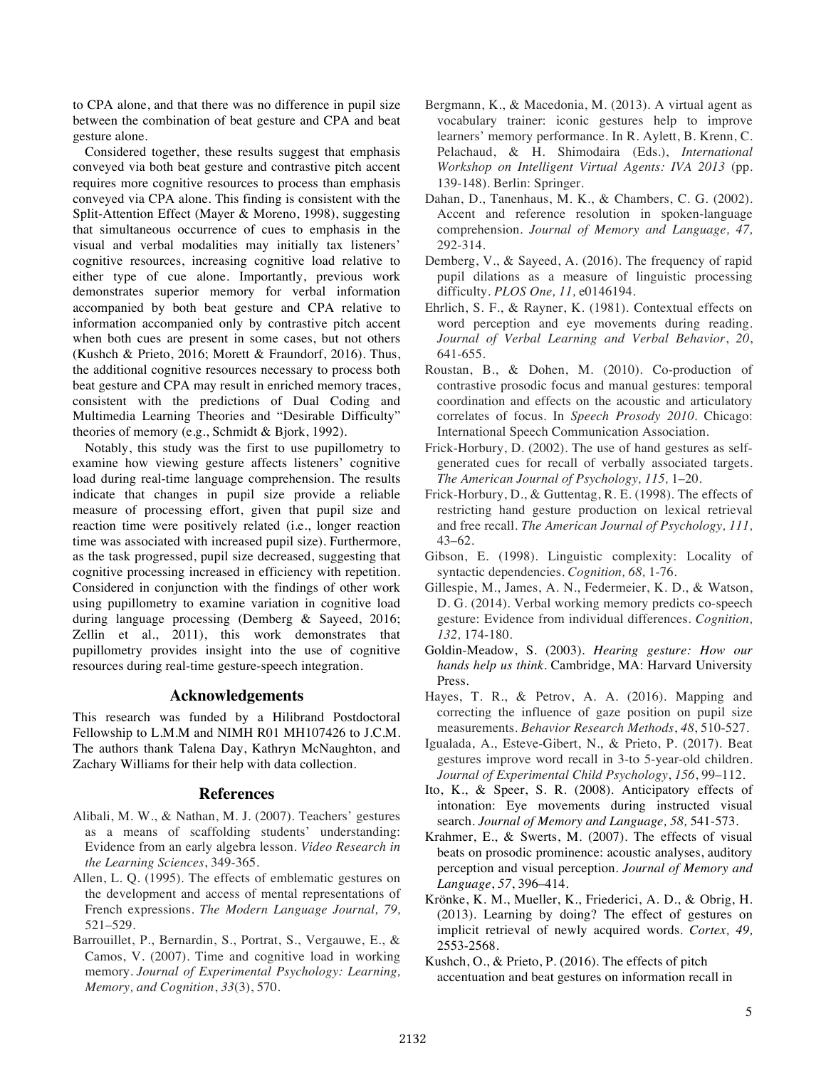to CPA alone, and that there was no difference in pupil size between the combination of beat gesture and CPA and beat gesture alone.

Considered together, these results suggest that emphasis conveyed via both beat gesture and contrastive pitch accent requires more cognitive resources to process than emphasis conveyed via CPA alone. This finding is consistent with the Split-Attention Effect (Mayer & Moreno, 1998), suggesting that simultaneous occurrence of cues to emphasis in the visual and verbal modalities may initially tax listeners' cognitive resources, increasing cognitive load relative to either type of cue alone. Importantly, previous work demonstrates superior memory for verbal information accompanied by both beat gesture and CPA relative to information accompanied only by contrastive pitch accent when both cues are present in some cases, but not others (Kushch & Prieto, 2016; Morett & Fraundorf, 2016). Thus, the additional cognitive resources necessary to process both beat gesture and CPA may result in enriched memory traces, consistent with the predictions of Dual Coding and Multimedia Learning Theories and "Desirable Difficulty" theories of memory (e.g., Schmidt & Bjork, 1992).

Notably, this study was the first to use pupillometry to examine how viewing gesture affects listeners' cognitive load during real-time language comprehension. The results indicate that changes in pupil size provide a reliable measure of processing effort, given that pupil size and reaction time were positively related (i.e., longer reaction time was associated with increased pupil size). Furthermore, as the task progressed, pupil size decreased, suggesting that cognitive processing increased in efficiency with repetition. Considered in conjunction with the findings of other work using pupillometry to examine variation in cognitive load during language processing (Demberg & Sayeed, 2016; Zellin et al., 2011), this work demonstrates that pupillometry provides insight into the use of cognitive resources during real-time gesture-speech integration.

## Acknowledgements

This research was funded by a Hilibrand Postdoctoral Fellowship to L.M.M and NIMH R01 MH107426 to J.C.M. The authors thank Talena Day, Kathryn McNaughton, and Zachary Williams for their help with data collection.

## References

Alibali, M. W., & Nathan, M. J. (2007). Teachers' gestures as a means of scaffolding students' understanding: Evidence from an early algebra lesson. *Video Research in the Learning Sciences*, 349-365.

Allen, L. Q. (1995). The effects of emblematic gestures on the development and access of mental representations of French expressions. *The Modern Language Journal, 79,* 521–529.

Barrouillet, P., Bernardin, S., Portrat, S., Vergauwe, E., & Camos, V. (2007). Time and cognitive load in working memory. *Journal of Experimental Psychology: Learning, Memory, and Cognition*, *33*(3), 570.

Bergmann, K., & Macedonia, M. (2013). A virtual agent as vocabulary trainer: iconic gestures help to improve learners' memory performance. In R. Aylett, B. Krenn, C. Pelachaud, & H. Shimodaira (Eds.), *International Workshop on Intelligent Virtual Agents: IVA 2013* (pp. 139-148). Berlin: Springer.

Dahan, D., Tanenhaus, M. K., & Chambers, C. G. (2002). Accent and reference resolution in spoken-language comprehension. *Journal of Memory and Language, 47,* 292-314.

Demberg, V., & Sayeed, A. (2016). The frequency of rapid pupil dilations as a measure of linguistic processing difficulty. *PLOS One, 11,* e0146194.

Ehrlich, S. F., & Rayner, K. (1981). Contextual effects on word perception and eye movements during reading. *Journal of Verbal Learning and Verbal Behavior*, *20*, 641-655.

Roustan, B., & Dohen, M. (2010). Co-production of contrastive prosodic focus and manual gestures: temporal coordination and effects on the acoustic and articulatory correlates of focus. In *Speech Prosody 2010*. Chicago: International Speech Communication Association.

Frick-Horbury, D. (2002). The use of hand gestures as self-generated cues for recall of verbally associated targets. *The American Journal of Psychology, 115,* 1–20.

Frick-Horbury, D., & Guttentag, R. E. (1998). The effects of restricting hand gesture production on lexical retrieval and free recall. *The American Journal of Psychology, 111,* 43–62.

Gibson, E. (1998). Linguistic complexity: Locality of syntactic dependencies. *Cognition, 68,* 1-76.

Gillespie, M., James, A. N., Federmeier, K. D., & Watson, D. G. (2014). Verbal working memory predicts co-speech gesture: Evidence from individual differences. *Cognition, 132,* 174-180.

Goldin-Meadow, S. (2003). *Hearing gesture: How our hands help us think*. Cambridge, MA: Harvard University Press.

Hayes, T. R., & Petrov, A. A. (2016). Mapping and correcting the influence of gaze position on pupil size measurements. *Behavior Research Methods*, *48*, 510-527.

Igualada, A., Esteve-Gibert, N., & Prieto, P. (2017). Beat gestures improve word recall in 3-to 5-year-old children. *Journal of Experimental Child Psychology*, *156*, 99–112.

Ito, K., & Speer, S. R. (2008). Anticipatory effects of intonation: Eye movements during instructed visual search. *Journal of Memory and Language, 58,* 541-573.

Krahmer, E., & Swerts, M. (2007). The effects of visual beats on prosodic prominence: acoustic analyses, auditory perception and visual perception. *Journal of Memory and Language*, *57*, 396–414.

Krönke, K. M., Mueller, K., Friederici, A. D., & Obrig, H. (2013). Learning by doing? The effect of gestures on implicit retrieval of newly acquired words. *Cortex, 49,* 2553-2568.

Kushch, O., & Prieto, P. (2016). The effects of pitch accentuation and beat gestures on information recall in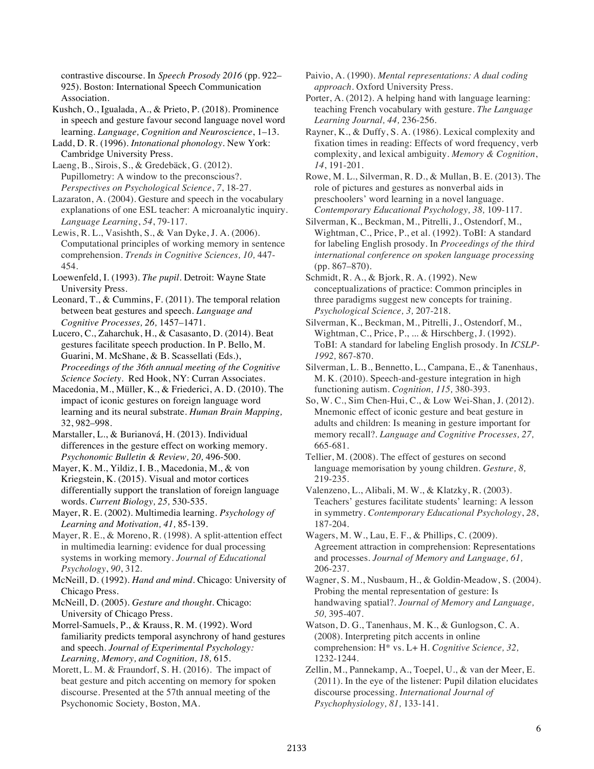contrastive discourse. In *Speech Prosody 2016* (pp. 922–925). Boston: International Speech Communication Association.

Kushch, O., Igualada, A., & Prieto, P. (2018). Prominence in speech and gesture favour second language novel word learning. *Language, Cognition and Neuroscience*, 1–13.

Ladd, D. R. (1996). *Intonational phonology*. New York: Cambridge University Press.

Laeng, B., Sirois, S., & Gredebäck, G. (2012). Pupillometry: A window to the preconscious?. *Perspectives on Psychological Science*, *7*, 18-27.

Lazaraton, A. (2004). Gesture and speech in the vocabulary explanations of one ESL teacher: A microanalytic inquiry. *Language Learning*, *54*, 79-117.

Lewis, R. L., Vasishth, S., & Van Dyke, J. A. (2006). Computational principles of working memory in sentence comprehension. *Trends in Cognitive Sciences, 10,* 447-454.

Loewenfeld, I. (1993). *The pupil*. Detroit: Wayne State University Press.

Leonard, T., & Cummins, F. (2011). The temporal relation between beat gestures and speech. *Language and Cognitive Processes, 26,* 1457–1471.

Lucero, C., Zaharchuk, H., & Casasanto, D. (2014). Beat gestures facilitate speech production. In P. Bello, M. Guarini, M. McShane, & B. Scassellati (Eds.), *Proceedings of the 36th annual meeting of the Cognitive Science Society*. Red Hook, NY: Curran Associates.

Macedonia, M., Müller, K., & Friederici, A. D. (2010). The impact of iconic gestures on foreign language word learning and its neural substrate. *Human Brain Mapping,* 32, 982–998.

Marstaller, L., & Burianová, H. (2013). Individual differences in the gesture effect on working memory. *Psychonomic Bulletin & Review, 20,* 496-500.

Mayer, K. M., Yildiz, I. B., Macedonia, M., & von Kriegstein, K. (2015). Visual and motor cortices differentially support the translation of foreign language words. *Current Biology, 25,* 530-535.

Mayer, R. E. (2002). Multimedia learning. *Psychology of Learning and Motivation, 41,* 85-139.

Mayer, R. E., & Moreno, R. (1998). A split-attention effect in multimedia learning: evidence for dual processing systems in working memory. *Journal of Educational Psychology*, *90*, 312.

McNeill, D. (1992). *Hand and mind*. Chicago: University of Chicago Press.

McNeill, D. (2005). *Gesture and thought*. Chicago: University of Chicago Press.

Morrel-Samuels, P., & Krauss, R. M. (1992). Word familiarity predicts temporal asynchrony of hand gestures and speech. *Journal of Experimental Psychology: Learning, Memory, and Cognition, 18,* 615.

Morett, L. M. & Fraundorf, S. H. (2016). The impact of beat gesture and pitch accenting on memory for spoken discourse. Presented at the 57th annual meeting of the Psychonomic Society, Boston, MA.

Paivio, A. (1990). *Mental representations: A dual coding approach*. Oxford University Press.

Porter, A. (2012). A helping hand with language learning: teaching French vocabulary with gesture. *The Language Learning Journal, 44,* 236-256.

Rayner, K., & Duffy, S. A. (1986). Lexical complexity and fixation times in reading: Effects of word frequency, verb complexity, and lexical ambiguity. *Memory & Cognition*, *14*, 191-201.

Rowe, M. L., Silverman, R. D., & Mullan, B. E. (2013). The role of pictures and gestures as nonverbal aids in preschoolers' word learning in a novel language. *Contemporary Educational Psychology, 38,* 109-117.

Silverman, K., Beckman, M., Pitrelli, J., Ostendorf, M., Wightman, C., Price, P., et al. (1992). ToBI: A standard for labeling English prosody. In *Proceedings of the third international conference on spoken language processing* (pp. 867–870).

Schmidt, R. A., & Bjork, R. A. (1992). New conceptualizations of practice: Common principles in three paradigms suggest new concepts for training. *Psychological Science, 3,* 207-218.

Silverman, K., Beckman, M., Pitrelli, J., Ostendorf, M., Wightman, C., Price, P., ... & Hirschberg, J. (1992). ToBI: A standard for labeling English prosody. In *ICSLP-1992,* 867-870.

Silverman, L. B., Bennetto, L., Campana, E., & Tanenhaus, M. K. (2010). Speech-and-gesture integration in high functioning autism. *Cognition, 115,* 380-393.

So, W. C., Sim Chen-Hui, C., & Low Wei-Shan, J. (2012). Mnemonic effect of iconic gesture and beat gesture in adults and children: Is meaning in gesture important for memory recall?. *Language and Cognitive Processes, 27,* 665-681.

Tellier, M. (2008). The effect of gestures on second language memorisation by young children. *Gesture, 8,* 219-235.

Valenzeno, L., Alibali, M. W., & Klatzky, R. (2003). Teachers' gestures facilitate students' learning: A lesson in symmetry. *Contemporary Educational Psychology*, *28*, 187-204.

Wagers, M. W., Lau, E. F., & Phillips, C. (2009). Agreement attraction in comprehension: Representations and processes. *Journal of Memory and Language, 61,* 206-237.

Wagner, S. M., Nusbaum, H., & Goldin-Meadow, S. (2004). Probing the mental representation of gesture: Is handwaving spatial?. *Journal of Memory and Language, 50,* 395-407.

Watson, D. G., Tanenhaus, M. K., & Gunlogson, C. A. (2008). Interpreting pitch accents in online comprehension: H* vs. L+H. *Cognitive Science, 32,* 1232-1244.

Zellin, M., Pannekamp, A., Toepel, U., & van der Meer, E. (2011). In the eye of the listener: Pupil dilation elucidates discourse processing. *International Journal of Psychophysiology, 81,* 133-141.